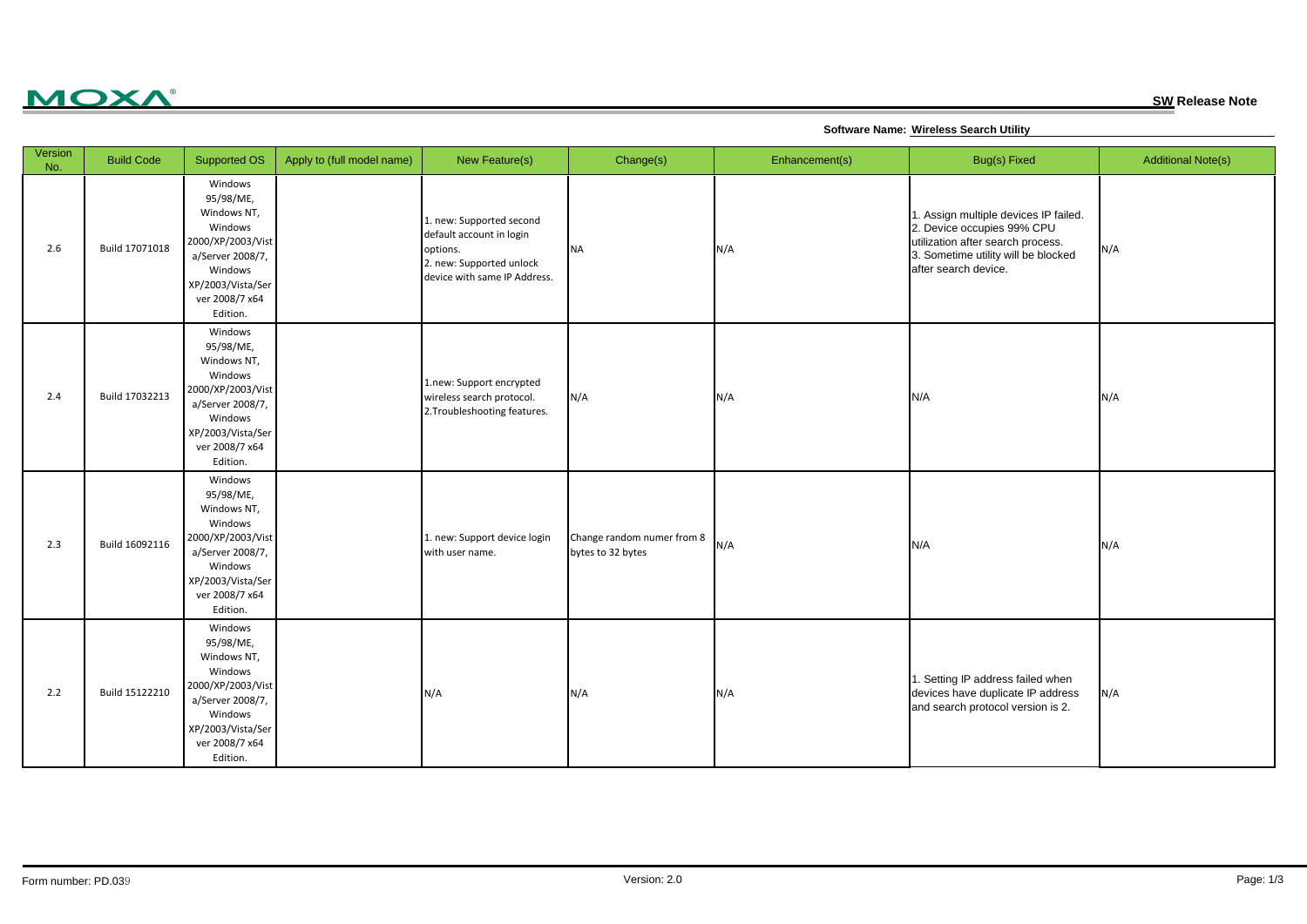MOXA®

**SW Release Note**

**Software Name: Wireless Search Utility**

| Version No. | Build Code | Supported OS | Apply to (full model name) | New Feature(s) | Change(s) | Enhancement(s) | Bug(s) Fixed | Additional Note(s) |
|---|---|---|---|---|---|---|---|---|
| 2.6 | Build 17071018 | Windows 95/98/ME, Windows NT, Windows 2000/XP/2003/Vista/Server 2008/7, Windows XP/2003/Vista/Server 2008/7 x64 Edition. | | 1. new: Supported second default account in login options.<br>2. new: Supported unlock device with same IP Address. | NA | N/A | 1. Assign multiple devices IP failed.<br>2. Device occupies 99% CPU utilization after search process.<br>3. Sometime utility will be blocked after search device. | N/A |
| 2.4 | Build 17032213 | Windows 95/98/ME, Windows NT, Windows 2000/XP/2003/Vista/Server 2008/7, Windows XP/2003/Vista/Server 2008/7 x64 Edition. | | 1.new: Support encrypted wireless search protocol.<br>2.Troubleshooting features. | N/A | N/A | N/A | N/A |
| 2.3 | Build 16092116 | Windows 95/98/ME, Windows NT, Windows 2000/XP/2003/Vista/Server 2008/7, Windows XP/2003/Vista/Server 2008/7 x64 Edition. | | 1. new: Support device login with user name. | Change random numer from 8 bytes to 32 bytes | N/A | N/A | N/A |
| 2.2 | Build 15122210 | Windows 95/98/ME, Windows NT, Windows 2000/XP/2003/Vista/Server 2008/7, Windows XP/2003/Vista/Server 2008/7 x64 Edition. | | N/A | N/A | N/A | 1. Setting IP address failed when devices have duplicate IP address and search protocol version is 2. | N/A |

Form number: PD.039 Version: 2.0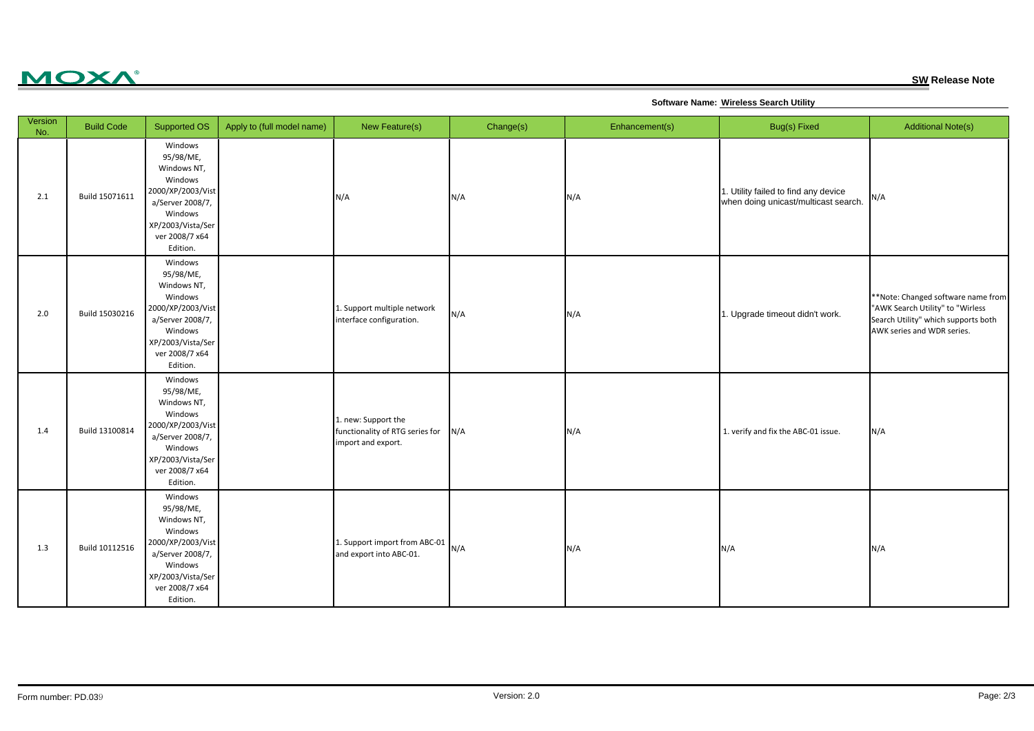**SW Release Note**

**Software Name: Wireless Search Utility**

| Version No. | Build Code | Supported OS | Apply to (full model name) | New Feature(s) | Change(s) | Enhancement(s) | Bug(s) Fixed | Additional Note(s) |
|---|---|---|---|---|---|---|---|---|
| 2.1 | Build 15071611 | Windows 95/98/ME, Windows NT, Windows 2000/XP/2003/Vista/Server 2008/7, Windows XP/2003/Vista/Server 2008/7 x64 Edition. | | N/A | N/A | N/A | 1. Utility failed to find any device when doing unicast/multicast search. | N/A |
| 2.0 | Build 15030216 | Windows 95/98/ME, Windows NT, Windows 2000/XP/2003/Vista/Server 2008/7, Windows XP/2003/Vista/Server 2008/7 x64 Edition. | | 1. Support multiple network interface configuration. | N/A | N/A | 1. Upgrade timeout didn't work. | **Note: Changed software name from "AWK Search Utility" to "Wirless Search Utility" which supports both AWK series and WDR series. |
| 1.4 | Build 13100814 | Windows 95/98/ME, Windows NT, Windows 2000/XP/2003/Vista/Server 2008/7, Windows XP/2003/Vista/Server 2008/7 x64 Edition. | | 1. new: Support the functionality of RTG series for import and export. | N/A | N/A | 1. verify and fix the ABC-01 issue. | N/A |
| 1.3 | Build 10112516 | Windows 95/98/ME, Windows NT, Windows 2000/XP/2003/Vista/Server 2008/7, Windows XP/2003/Vista/Server 2008/7 x64 Edition. | | 1. Support import from ABC-01 and export into ABC-01. | N/A | N/A | N/A | N/A |

Form number: PD.039 Version: 2.0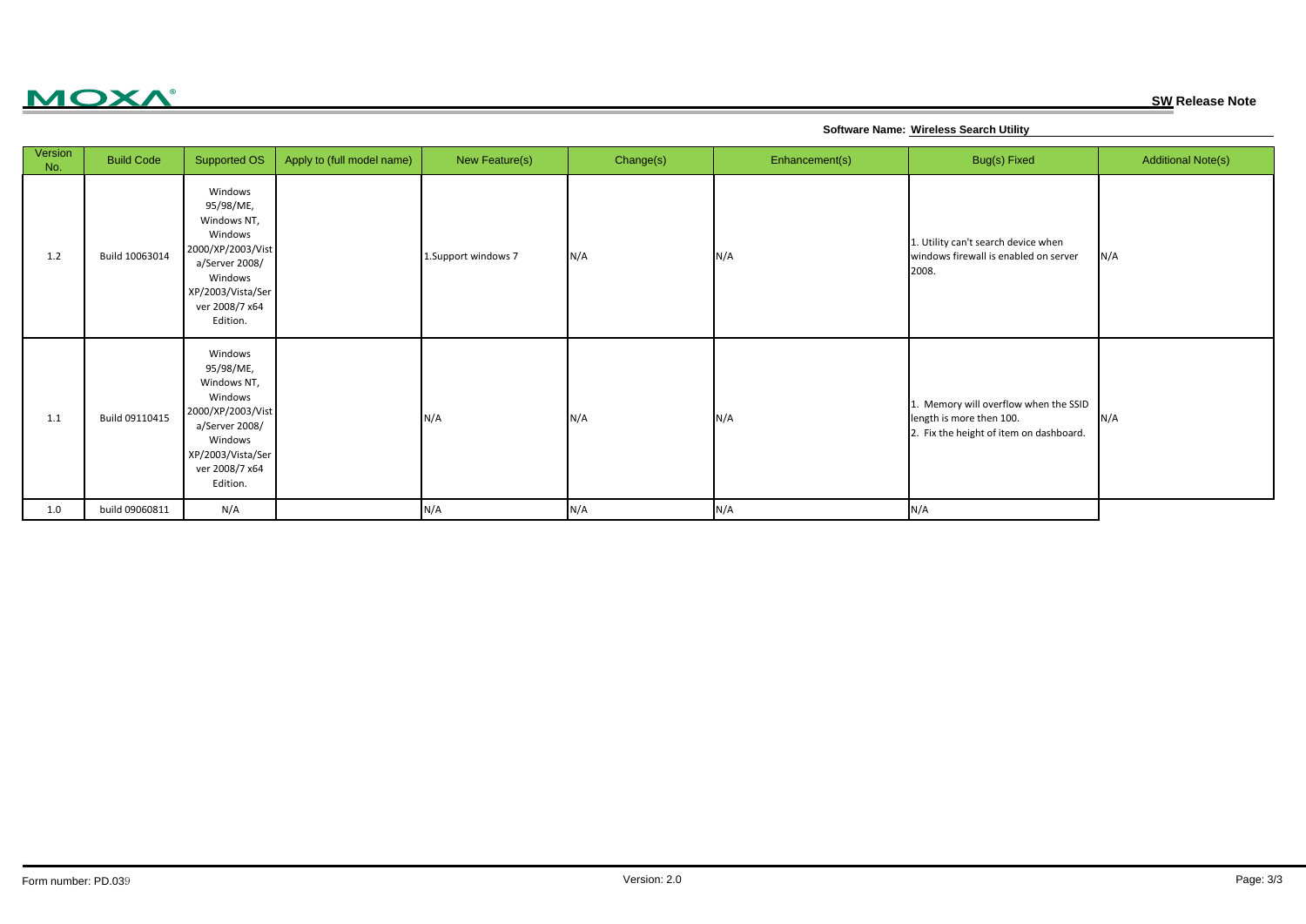**SW Release Note**

**Software Name: Wireless Search Utility**

| Version No. | Build Code | Supported OS | Apply to (full model name) | New Feature(s) | Change(s) | Enhancement(s) | Bug(s) Fixed | Additional Note(s) |
|---|---|---|---|---|---|---|---|---|
| 1.2 | Build 10063014 | Windows 95/98/ME, Windows NT, Windows 2000/XP/2003/Vista/Server 2008/ Windows XP/2003/Vista/Server 2008/7 x64 Edition. | | 1.Support windows 7 | N/A | N/A | 1. Utility can't search device when windows firewall is enabled on server 2008. | N/A |
| 1.1 | Build 09110415 | Windows 95/98/ME, Windows NT, Windows 2000/XP/2003/Vista/Server 2008/ Windows XP/2003/Vista/Server 2008/7 x64 Edition. | | N/A | N/A | N/A | 1. Memory will overflow when the SSID length is more then 100.<br>2. Fix the height of item on dashboard. | N/A |
| 1.0 | build 09060811 | N/A | | N/A | N/A | N/A | N/A | |

Form number: PD.039 Version: 2.0